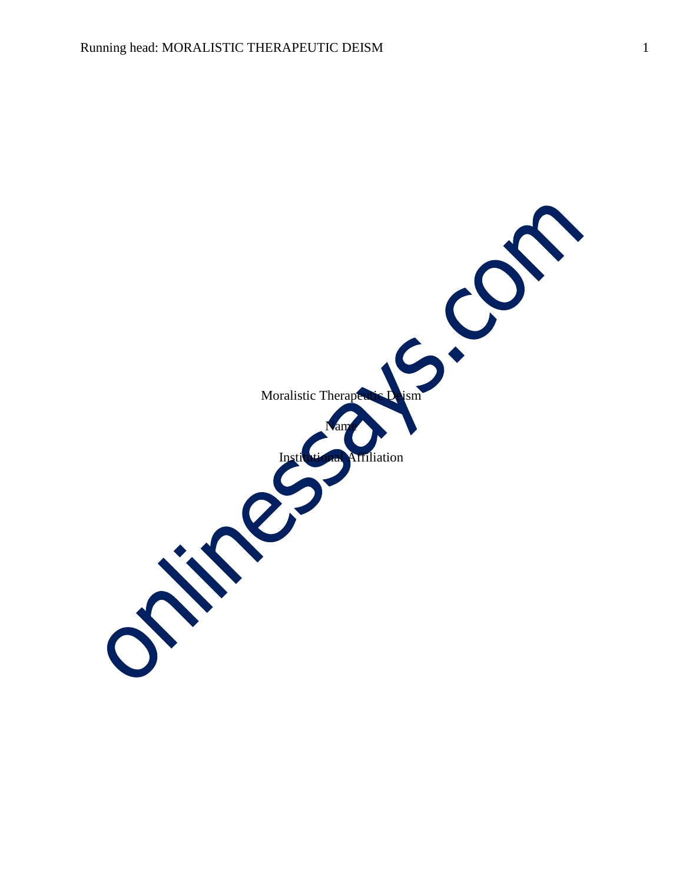Moralistic Therapeutic Deism

Name

Institutional Affiliation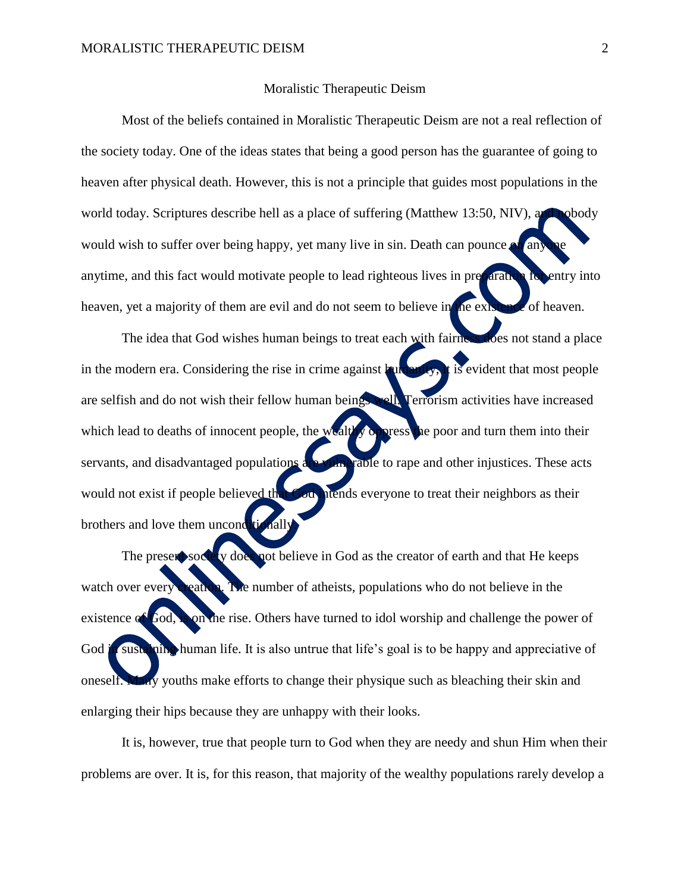# Moralistic Therapeutic Deism

Most of the beliefs contained in Moralistic Therapeutic Deism are not a real reflection of the society today. One of the ideas states that being a good person has the guarantee of going to heaven after physical death. However, this is not a principle that guides most populations in the world today. Scriptures describe hell as a place of suffering (Matthew 13:50, NIV), and nobody would wish to suffer over being happy, yet many live in sin. Death can pounce on anyone anytime, and this fact would motivate people to lead righteous lives in preparation for entry into heaven, yet a majority of them are evil and do not seem to believe in the existence of heaven.

The idea that God wishes human beings to treat each with fairness does not stand a place in the modern era. Considering the rise in crime against humanity, it is evident that most people are selfish and do not wish their fellow human beings well. Terrorism activities have increased which lead to deaths of innocent people, the wealthy oppress the poor and turn them into their servants, and disadvantaged populations are vulnerable to rape and other injustices. These acts would not exist if people believed that God intends everyone to treat their neighbors as their brothers and love them unconditionally.

The present society does not believe in God as the creator of earth and that He keeps watch over every creation. The number of atheists, populations who do not believe in the existence of God, is on the rise. Others have turned to idol worship and challenge the power of God in sustaining human life. It is also untrue that life's goal is to be happy and appreciative of oneself. Many youths make efforts to change their physique such as bleaching their skin and enlarging their hips because they are unhappy with their looks.

It is, however, true that people turn to God when they are needy and shun Him when their problems are over. It is, for this reason, that majority of the wealthy populations rarely develop a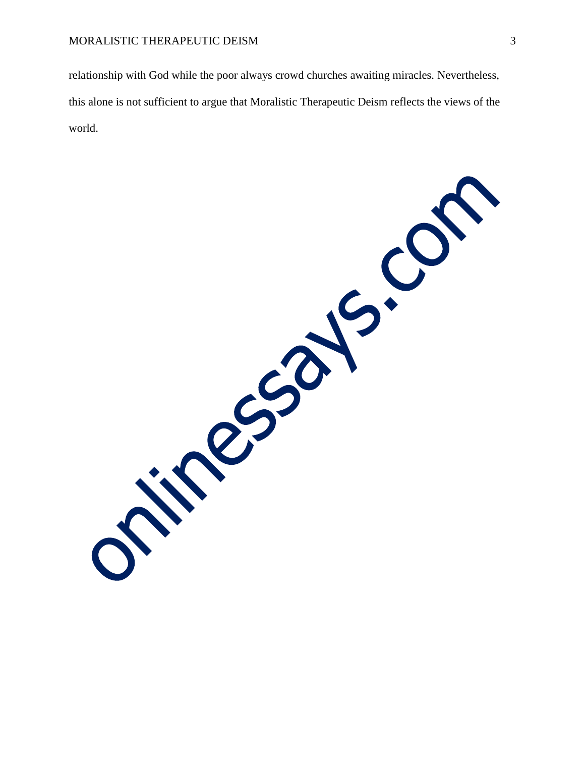relationship with God while the poor always crowd churches awaiting miracles. Nevertheless, this alone is not sufficient to argue that Moralistic Therapeutic Deism reflects the views of the world.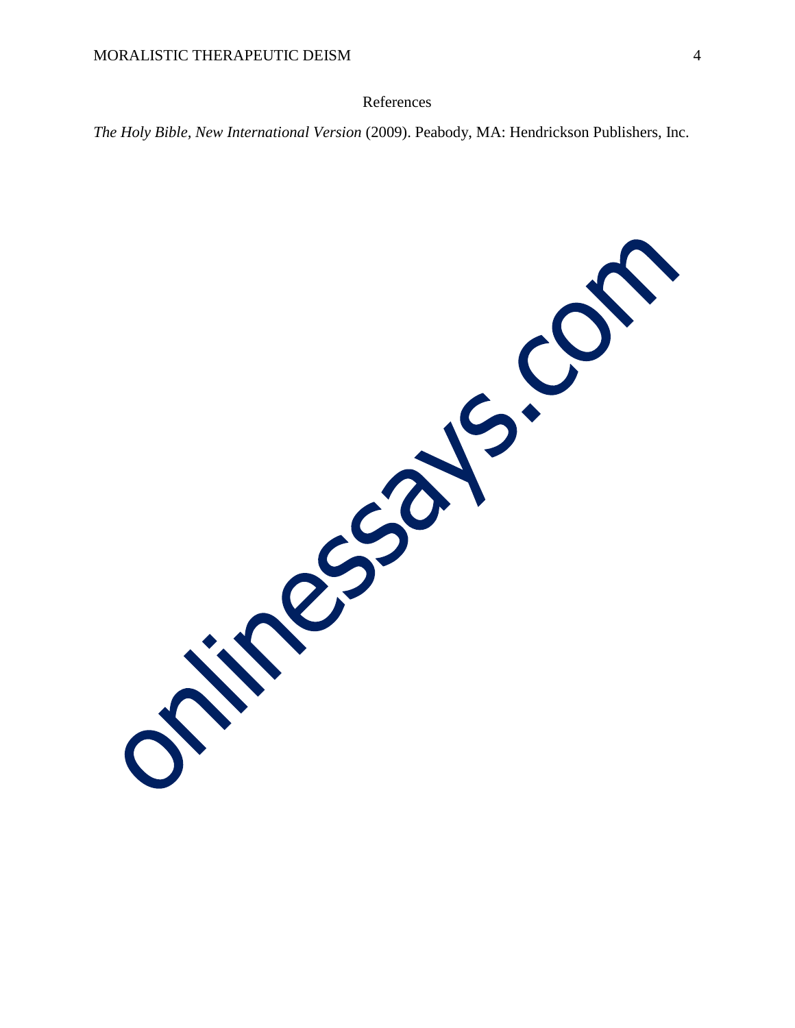# References

*The Holy Bible, New International Version* (2009). Peabody, MA: Hendrickson Publishers, Inc.